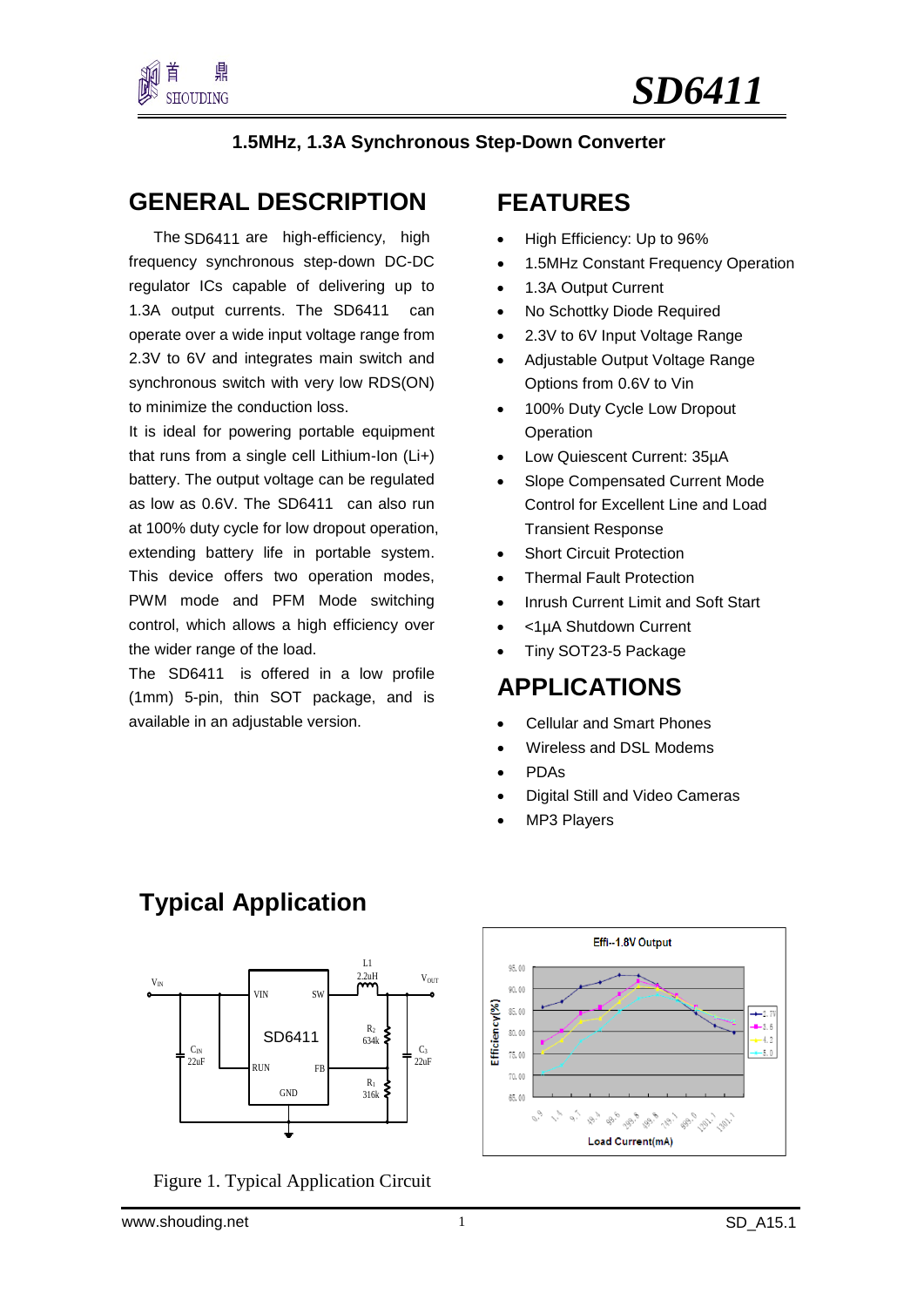# SD6411

## 1.5MHz, 1.3A Synchronous Step-Down Converter

## GENERAL DESCRIPTION

The SD6411 are high-efficiency, high frequency synchronous step-down DC-DC regulator ICs capable of delivering up to 1.3A output currents. The SD6411 can operate over a wide input voltage range from 2.3V to 6V and integrates main switch and synchronous switch with very low RDS(ON) to minimize the conduction loss.

It is ideal for powering portable equipment that runs from a single cell Lithium-Ion (Li+) battery. The output voltage can be regulated as low as 0.6V. The SD6411 can also run at 100% duty cycle for low dropout operation, extending battery life in portable system. This device offers two operation modes, PWM mode and PFM Mode switching control, which allows a high efficiency over the wider range of the load.

The SD6411 is offered in a low profile (1mm) 5-pin, thin SOT package, and is available in an adjustable version.

## FEATURES

- High Efficiency: Up to 96%
- 1.5MHz Constant Frequency Operation
- 1.3A Output Current
- No Schottky Diode Required
- 2.3V to 6V Input Voltage Range
- Adjustable Output Voltage Range Options from 0.6V to Vin
- 100% Duty Cycle Low Dropout Operation
- Low Quiescent Current: 35µA
- Slope Compensated Current Mode Control for Excellent Line and Load Transient Response
- Short Circuit Protection
- Thermal Fault Protection
- Inrush Current Limit and Soft Start
- <1µA Shutdown Current
- Tiny SOT23-5 Package

## APPLICATIONS

- Cellular and Smart Phones
- Wireless and DSL Modems
- PDAs
- Digital Still and Video Cameras
- MP3 Players

## Typical Application

Figure 1. Typical Application Circuit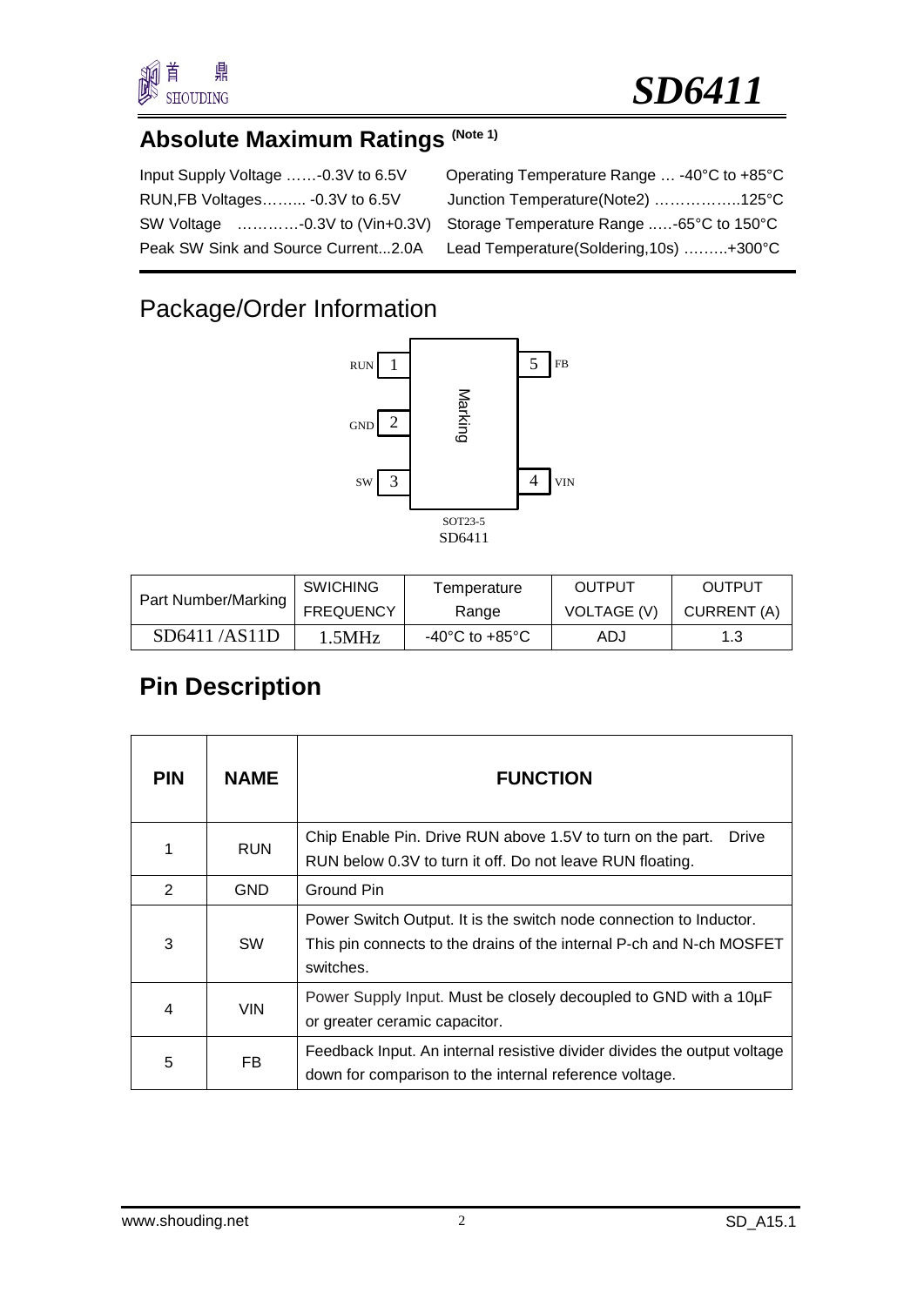## Absolute Maximum Ratings (Note 1)

Input Supply Voltage ……-0.3V to 6.5V
RUN,FB Voltages……... -0.3V to 6.5V
SW Voltage …………-0.3V to (Vin+0.3V)
Peak SW Sink and Source Current...2.0A

Operating Temperature Range … -40°C to +85°C
Junction Temperature(Note2) ……………..125°C
Storage Temperature Range …..-65°C to 150°C
Lead Temperature(Soldering,10s) ……...+300°C

## Package/Order Information

RUN 1 | GND 2 | SW 3 | 4 VIN | 5 FB

Marking

SOT23-5
SD6411

| Part Number/Marking | SWICHING FREQUENCY | Temperature Range | OUTPUT VOLTAGE (V) | OUTPUT CURRENT (A) |
|---|---|---|---|---|
| SD6411 /AS11D | 1.5MHz | -40°C to +85°C | ADJ | 1.3 |

## Pin Description

| PIN | NAME | FUNCTION |
|---|---|---|
| 1 | RUN | Chip Enable Pin. Drive RUN above 1.5V to turn on the part. Drive RUN below 0.3V to turn it off. Do not leave RUN floating. |
| 2 | GND | Ground Pin |
| 3 | SW | Power Switch Output. It is the switch node connection to Inductor. This pin connects to the drains of the internal P-ch and N-ch MOSFET switches. |
| 4 | VIN | Power Supply Input. Must be closely decoupled to GND with a 10µF or greater ceramic capacitor. |
| 5 | FB | Feedback Input. An internal resistive divider divides the output voltage down for comparison to the internal reference voltage. |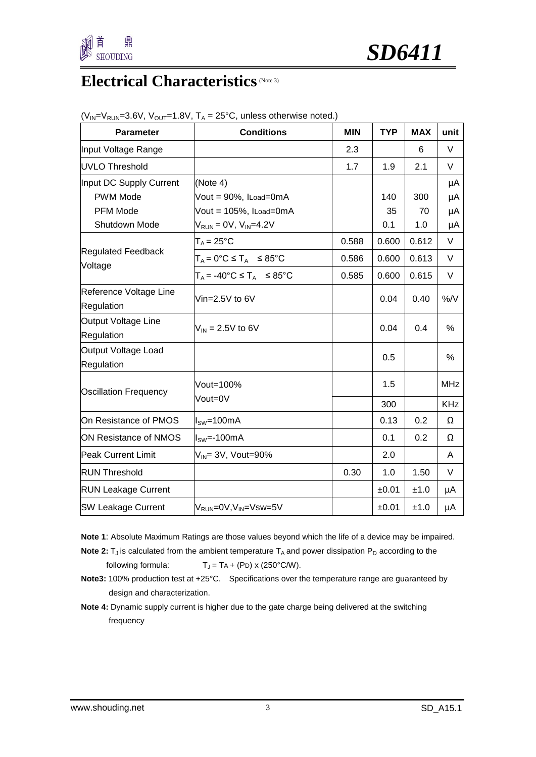# Electrical Characteristics (Note 3)

($V_{IN}$=$V_{RUN}$=3.6V, $V_{OUT}$=1.8V, $T_A$ = 25°C, unless otherwise noted.)

| Parameter | Conditions | MIN | TYP | MAX | unit |
|---|---|---|---|---|---|
| Input Voltage Range | | 2.3 | | 6 | V |
| UVLO Threshold | | 1.7 | 1.9 | 2.1 | V |
| Input DC Supply Current | (Note 4) | | | | μA |
| PWM Mode | Vout = 90%, ILoad=0mA | | 140 | 300 | μA |
| PFM Mode | Vout = 105%, ILoad=0mA | | 35 | 70 | μA |
| Shutdown Mode | $V_{RUN}$ = 0V, $V_{IN}$=4.2V | | 0.1 | 1.0 | μA |
| Regulated Feedback Voltage | $T_A$ = 25°C | 0.588 | 0.600 | 0.612 | V |
| | $T_A$ = 0°C ≤ $T_A$ ≤ 85°C | 0.586 | 0.600 | 0.613 | V |
| | $T_A$ = -40°C ≤ $T_A$ ≤ 85°C | 0.585 | 0.600 | 0.615 | V |
| Reference Voltage Line Regulation | Vin=2.5V to 6V | | 0.04 | 0.40 | %/V |
| Output Voltage Line Regulation | $V_{IN}$ = 2.5V to 6V | | 0.04 | 0.4 | % |
| Output Voltage Load Regulation | | | 0.5 | | % |
| Oscillation Frequency | Vout=100% | | 1.5 | | MHz |
| | Vout=0V | | 300 | | KHz |
| On Resistance of PMOS | $I_{SW}$=100mA | | 0.13 | 0.2 | Ω |
| ON Resistance of NMOS | $I_{SW}$=-100mA | | 0.1 | 0.2 | Ω |
| Peak Current Limit | $V_{IN}$= 3V, Vout=90% | | 2.0 | | A |
| RUN Threshold | | 0.30 | 1.0 | 1.50 | V |
| RUN Leakage Current | | | ±0.01 | ±1.0 | μA |
| SW Leakage Current | $V_{RUN}$=0V,$V_{IN}$=Vsw=5V | | ±0.01 | ±1.0 | μA |

**Note 1**: Absolute Maximum Ratings are those values beyond which the life of a device may be impaired.

**Note 2:** $T_J$ is calculated from the ambient temperature $T_A$ and power dissipation $P_D$ according to the following formula: $T_J = T_A + (P_D) \times (250°C/W)$.

**Note3:** 100% production test at +25°C. Specifications over the temperature range are guaranteed by design and characterization.

**Note 4:** Dynamic supply current is higher due to the gate charge being delivered at the switching frequency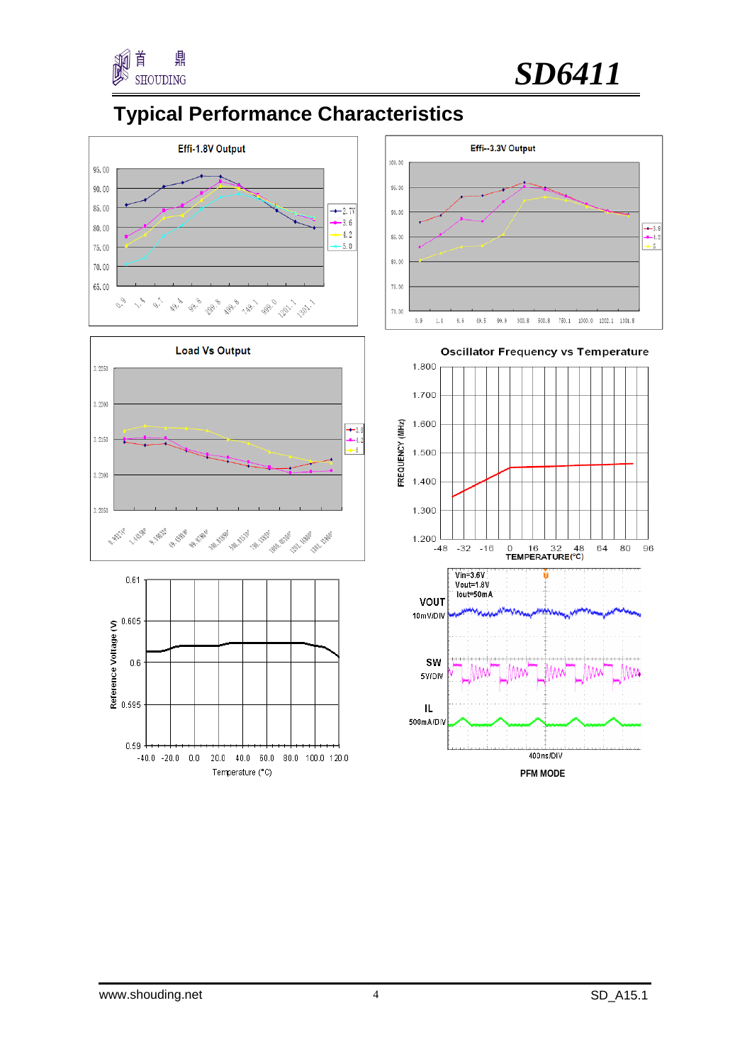## Typical Performance Characteristics

**Effi-1.8V Output**

Y-axis: 65.00, 70.00, 75.00, 80.00, 85.00, 90.00, 95.00
X-axis: 0.9, 1.4, 9.7, 49.4, 99.6, 299.8, 499.8, 749.1, 999.0, 1201.1, 1301.1
Legend: 2.7V, 3.6, 4.2, 5.0

**Effi--3.3V Output**

Y-axis: 70.00, 75.00, 80.00, 85.00, 90.00, 95.00, 100.00
X-axis: 0.9, 1.4, 6.6, 49.5, 99.9, 300.8, 500.8, 750.1, 1000.0, 1202.1, 1301.8
Legend: 3.8, 4.2, 5

**Load Vs Output**

Y-axis: 3.2050, 3.2100, 3.2150, 3.2200, 3.2250
X-axis: 0.95174, 1.44384, 9.59034, 49.4594, 99.8784, 100.3054, 300.8154, 750.1384, 1000.0304, 1202.1684, 1302.1584
Legend: 3.8, 4.2, 5

**Oscillator Frequency vs Temperature**

FREQUENCY (MHz): 1.200, 1.300, 1.400, 1.500, 1.600, 1.700, 1.800
TEMPERATURE(°C): -48, -32, -16, 0, 16, 32, 48, 64, 80, 96

Reference Voltage (V): 0.59, 0.595, 0.6, 0.605, 0.61
Temperature (°C): -40.0, -20.0, 0.0, 20.0, 40.0, 60.0, 80.0, 100.0, 120.0

Vin=3.6V
Vout=1.8V
Iout=50mA

VOUT 10mV/DIV

SW 5V/DIV

IL 500mA/DIV

400ns/DIV

PFM MODE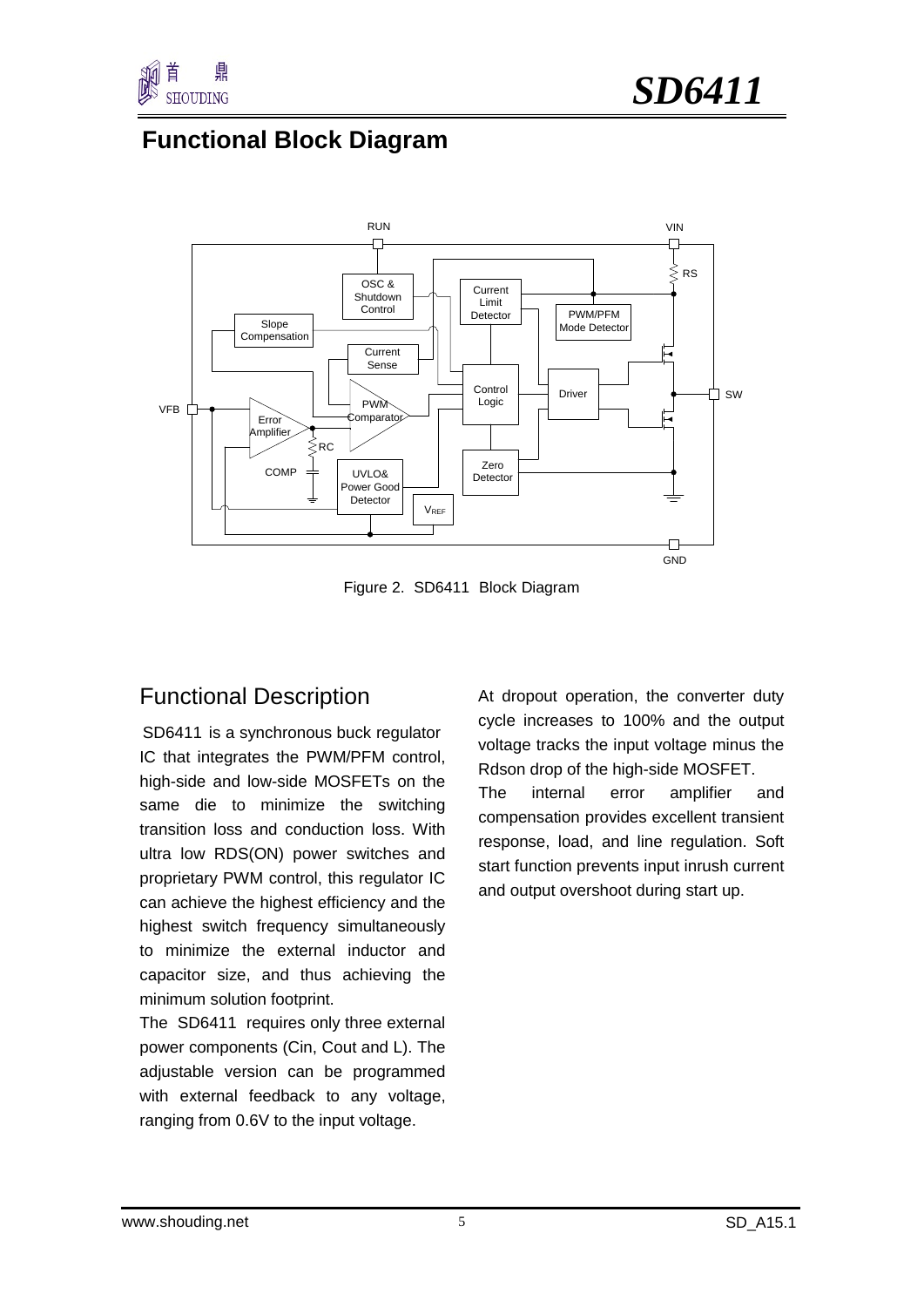## Functional Block Diagram

Figure 2. SD6411 Block Diagram

## Functional Description

SD6411 is a synchronous buck regulator IC that integrates the PWM/PFM control, high-side and low-side MOSFETs on the same die to minimize the switching transition loss and conduction loss. With ultra low RDS(ON) power switches and proprietary PWM control, this regulator IC can achieve the highest efficiency and the highest switch frequency simultaneously to minimize the external inductor and capacitor size, and thus achieving the minimum solution footprint.

The SD6411 requires only three external power components (Cin, Cout and L). The adjustable version can be programmed with external feedback to any voltage, ranging from 0.6V to the input voltage.

At dropout operation, the converter duty cycle increases to 100% and the output voltage tracks the input voltage minus the Rdson drop of the high-side MOSFET.

The internal error amplifier and compensation provides excellent transient response, load, and line regulation. Soft start function prevents input inrush current and output overshoot during start up.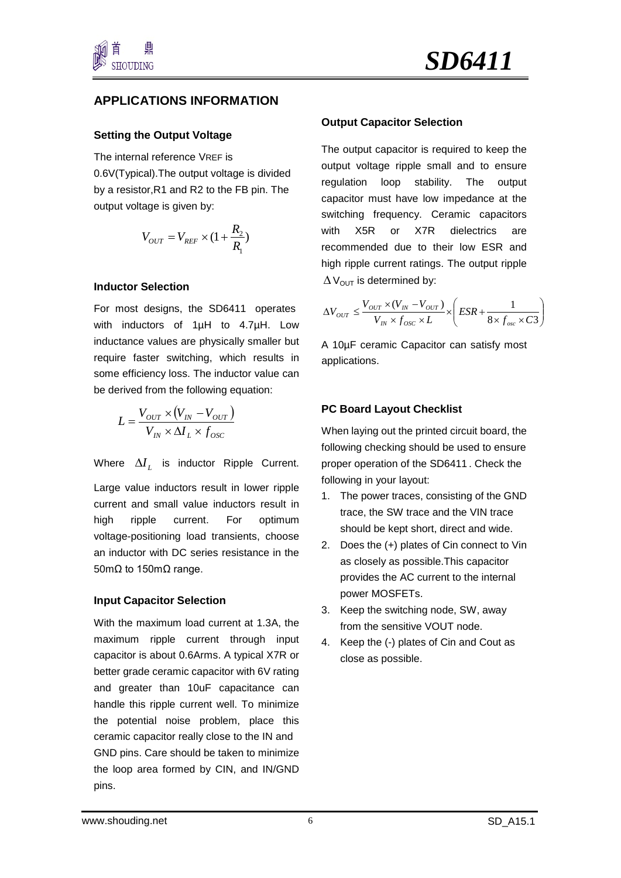## APPLICATIONS INFORMATION

### Setting the Output Voltage

The internal reference VREF is 0.6V(Typical).The output voltage is divided by a resistor,R1 and R2 to the FB pin. The output voltage is given by:

$$V_{OUT} = V_{REF} \times (1 + \frac{R_2}{R_1})$$

### Inductor Selection

For most designs, the SD6411 operates with inductors of 1μH to 4.7μH. Low inductance values are physically smaller but require faster switching, which results in some efficiency loss. The inductor value can be derived from the following equation:

$$L = \frac{V_{OUT} \times (V_{IN} - V_{OUT})}{V_{IN} \times \Delta I_L \times f_{OSC}}$$

Where $\Delta I_L$ is inductor Ripple Current.

Large value inductors result in lower ripple current and small value inductors result in high ripple current. For optimum voltage-positioning load transients, choose an inductor with DC series resistance in the 50mΩ to 150mΩ range.

### Input Capacitor Selection

With the maximum load current at 1.3A, the maximum ripple current through input capacitor is about 0.6Arms. A typical X7R or better grade ceramic capacitor with 6V rating and greater than 10uF capacitance can handle this ripple current well. To minimize the potential noise problem, place this ceramic capacitor really close to the IN and GND pins. Care should be taken to minimize the loop area formed by CIN, and IN/GND pins.

### Output Capacitor Selection

The output capacitor is required to keep the output voltage ripple small and to ensure regulation loop stability. The output capacitor must have low impedance at the switching frequency. Ceramic capacitors with X5R or X7R dielectrics are recommended due to their low ESR and high ripple current ratings. The output ripple $\Delta V_{OUT}$ is determined by:

$$\Delta V_{OUT} \le \frac{V_{OUT} \times (V_{IN} - V_{OUT})}{V_{IN} \times f_{OSC} \times L} \times \left( ESR + \frac{1}{8 \times f_{osc} \times C3} \right)$$

A 10μF ceramic Capacitor can satisfy most applications.

### PC Board Layout Checklist

When laying out the printed circuit board, the following checking should be used to ensure proper operation of the SD6411 . Check the following in your layout:

1. The power traces, consisting of the GND trace, the SW trace and the VIN trace should be kept short, direct and wide.
2. Does the (+) plates of Cin connect to Vin as closely as possible.This capacitor provides the AC current to the internal power MOSFETs.
3. Keep the switching node, SW, away from the sensitive VOUT node.
4. Keep the (-) plates of Cin and Cout as close as possible.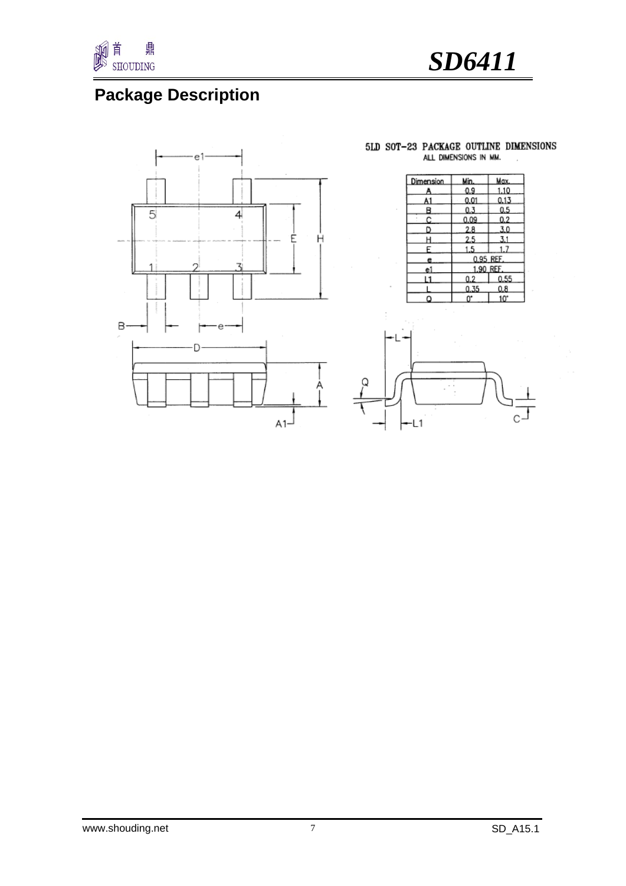## Package Description

5LD SOT-23 PACKAGE OUTLINE DIMENSIONS

ALL DIMENSIONS IN MM.

| Dimension | Min. | Max. |
|---|---|---|
| A | 0.9 | 1.10 |
| A1 | 0.01 | 0.13 |
| B | 0.3 | 0.5 |
| C | 0.09 | 0.2 |
| D | 2.8 | 3.0 |
| H | 2.5 | 3.1 |
| E | 1.5 | 1.7 |
| e | 0.95 REF. | |
| e1 | 1.90 REF. | |
| L1 | 0.2 | 0.55 |
| L | 0.35 | 0.8 |
| Q | 0° | 10° |